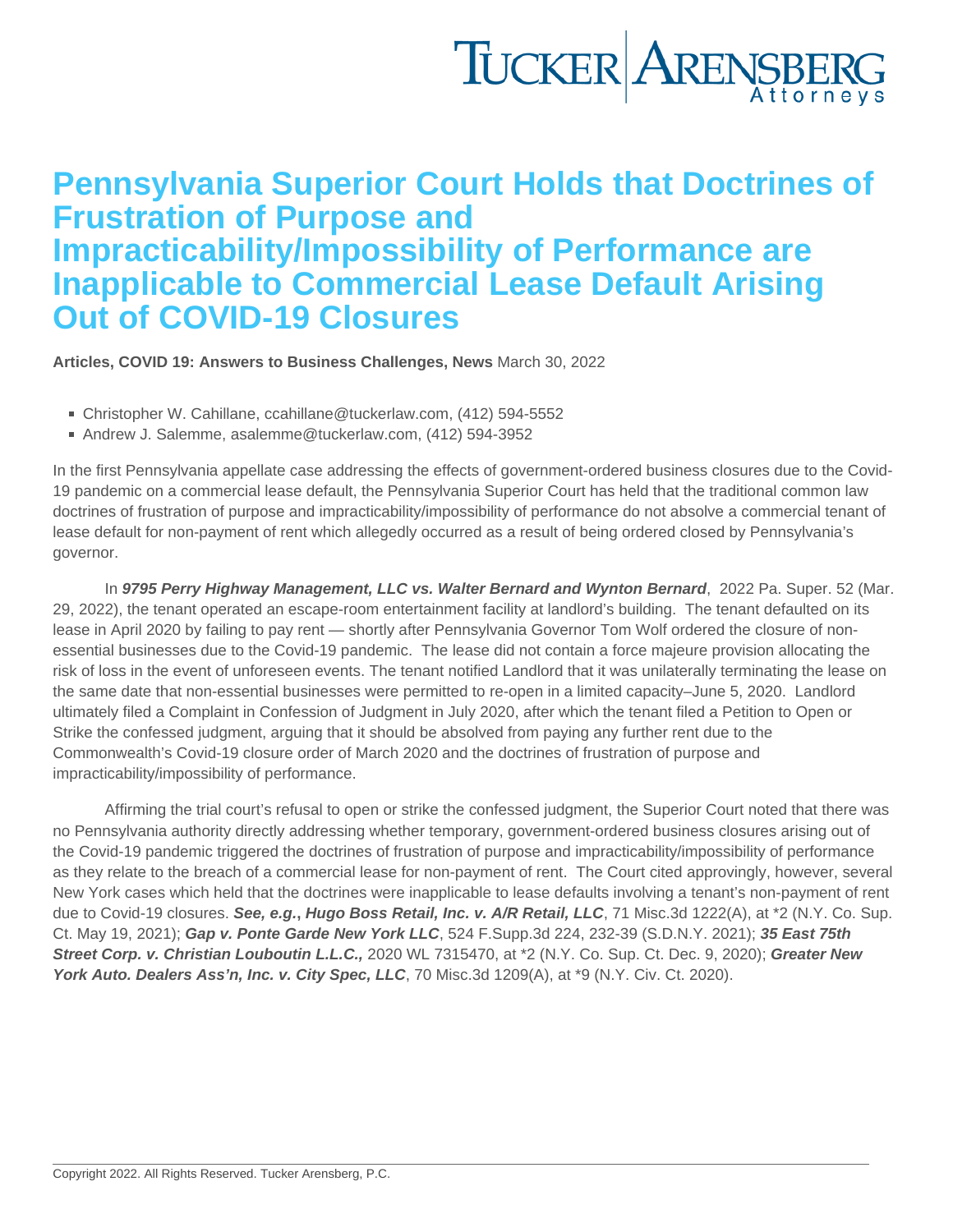# Pennsylvania Superior Court Holds that Doctrines of Frustration of Purpose and Impracticability/Impossibility of Performance are Inapplicable to Commercial Lease Default Arising Out of COVID-19 Closures

**Articles, COVID 19: Answers to Business Challenges, News** March 30, 2022

- Christopher W. Cahillane, ccahillane@tuckerlaw.com, (412) 594-5552
- Andrew J. Salemme, asalemme@tuckerlaw.com, (412) 594-3952

In the first Pennsylvania appellate case addressing the effects of government-ordered business closures due to the Covid-19 pandemic on a commercial lease default, the Pennsylvania Superior Court has held that the traditional common law doctrines of frustration of purpose and impracticability/impossibility of performance do not absolve a commercial tenant of lease default for non-payment of rent which allegedly occurred as a result of being ordered closed by Pennsylvania's governor.

In ***9795 Perry Highway Management, LLC vs. Walter Bernard and Wynton Bernard***, 2022 Pa. Super. 52 (Mar. 29, 2022), the tenant operated an escape-room entertainment facility at landlord's building. The tenant defaulted on its lease in April 2020 by failing to pay rent — shortly after Pennsylvania Governor Tom Wolf ordered the closure of non-essential businesses due to the Covid-19 pandemic. The lease did not contain a force majeure provision allocating the risk of loss in the event of unforeseen events. The tenant notified Landlord that it was unilaterally terminating the lease on the same date that non-essential businesses were permitted to re-open in a limited capacity–June 5, 2020. Landlord ultimately filed a Complaint in Confession of Judgment in July 2020, after which the tenant filed a Petition to Open or Strike the confessed judgment, arguing that it should be absolved from paying any further rent due to the Commonwealth's Covid-19 closure order of March 2020 and the doctrines of frustration of purpose and impracticability/impossibility of performance.

Affirming the trial court's refusal to open or strike the confessed judgment, the Superior Court noted that there was no Pennsylvania authority directly addressing whether temporary, government-ordered business closures arising out of the Covid-19 pandemic triggered the doctrines of frustration of purpose and impracticability/impossibility of performance as they relate to the breach of a commercial lease for non-payment of rent. The Court cited approvingly, however, several New York cases which held that the doctrines were inapplicable to lease defaults involving a tenant's non-payment of rent due to Covid-19 closures. ***See, e.g., Hugo Boss Retail, Inc. v. A/R Retail, LLC***, 71 Misc.3d 1222(A), at *2 (N.Y. Co. Sup. Ct. May 19, 2021); ***Gap v. Ponte Garde New York LLC***, 524 F.Supp.3d 224, 232-39 (S.D.N.Y. 2021); ***35 East 75th Street Corp. v. Christian Louboutin L.L.C.,*** 2020 WL 7315470, at *2 (N.Y. Co. Sup. Ct. Dec. 9, 2020); ***Greater New York Auto. Dealers Ass'n, Inc. v. City Spec, LLC***, 70 Misc.3d 1209(A), at *9 (N.Y. Civ. Ct. 2020).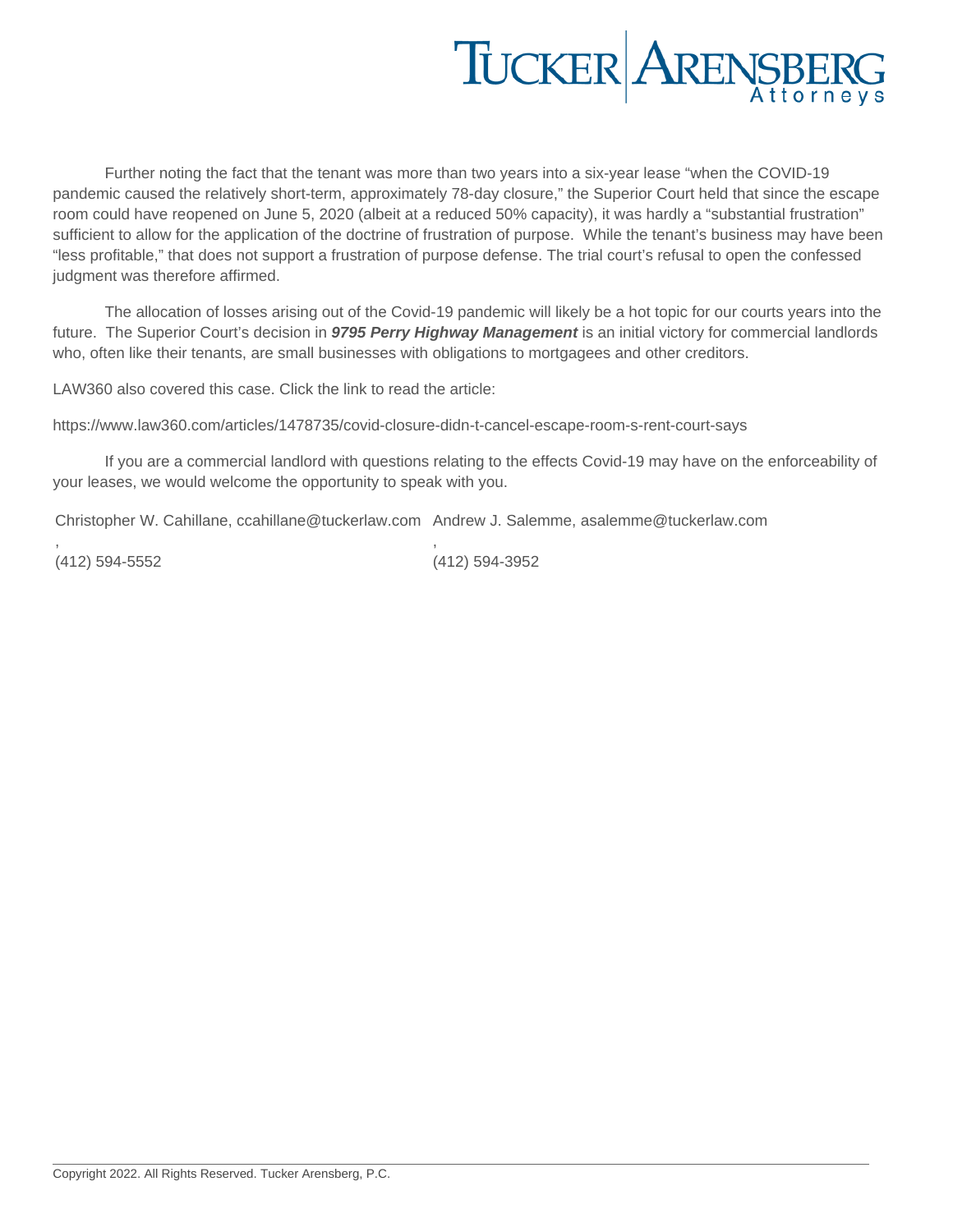Further noting the fact that the tenant was more than two years into a six-year lease "when the COVID-19 pandemic caused the relatively short-term, approximately 78-day closure," the Superior Court held that since the escape room could have reopened on June 5, 2020 (albeit at a reduced 50% capacity), it was hardly a "substantial frustration" sufficient to allow for the application of the doctrine of frustration of purpose. While the tenant's business may have been "less profitable," that does not support a frustration of purpose defense. The trial court's refusal to open the confessed judgment was therefore affirmed.

The allocation of losses arising out of the Covid-19 pandemic will likely be a hot topic for our courts years into the future. The Superior Court's decision in ***9795 Perry Highway Management*** is an initial victory for commercial landlords who, often like their tenants, are small businesses with obligations to mortgagees and other creditors.

LAW360 also covered this case. Click the link to read the article:

https://www.law360.com/articles/1478735/covid-closure-didn-t-cancel-escape-room-s-rent-court-says

If you are a commercial landlord with questions relating to the effects Covid-19 may have on the enforceability of your leases, we would welcome the opportunity to speak with you.

Christopher W. Cahillane, ccahillane@tuckerlaw.com
,
(412) 594-5552

Andrew J. Salemme, asalemme@tuckerlaw.com
,
(412) 594-3952

Copyright 2022. All Rights Reserved. Tucker Arensberg, P.C.